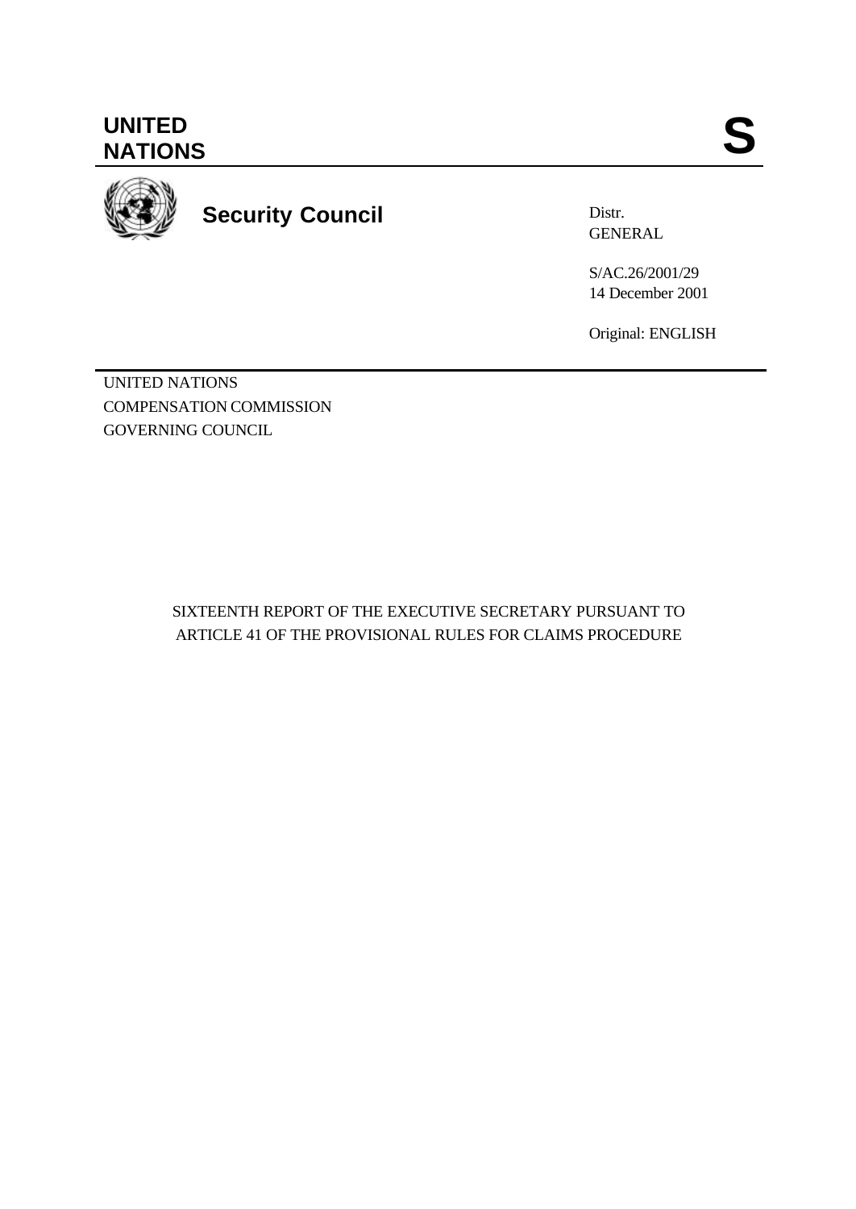# UNITED NATIONS

**S**

## Security Council

Distr.
GENERAL

S/AC.26/2001/29
14 December 2001

Original: ENGLISH

UNITED NATIONS
COMPENSATION COMMISSION
GOVERNING COUNCIL

SIXTEENTH REPORT OF THE EXECUTIVE SECRETARY PURSUANT TO ARTICLE 41 OF THE PROVISIONAL RULES FOR CLAIMS PROCEDURE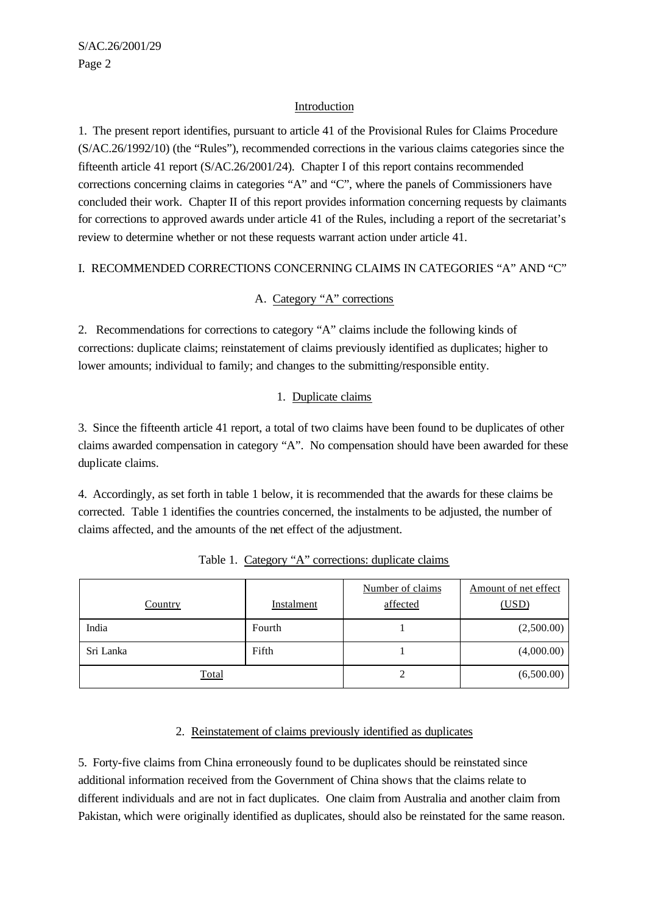## Introduction

1. The present report identifies, pursuant to article 41 of the Provisional Rules for Claims Procedure (S/AC.26/1992/10) (the "Rules"), recommended corrections in the various claims categories since the fifteenth article 41 report (S/AC.26/2001/24). Chapter I of this report contains recommended corrections concerning claims in categories "A" and "C", where the panels of Commissioners have concluded their work. Chapter II of this report provides information concerning requests by claimants for corrections to approved awards under article 41 of the Rules, including a report of the secretariat's review to determine whether or not these requests warrant action under article 41.

# I. RECOMMENDED CORRECTIONS CONCERNING CLAIMS IN CATEGORIES "A" AND "C"

## A. Category "A" corrections

2. Recommendations for corrections to category "A" claims include the following kinds of corrections: duplicate claims; reinstatement of claims previously identified as duplicates; higher to lower amounts; individual to family; and changes to the submitting/responsible entity.

### 1. Duplicate claims

3. Since the fifteenth article 41 report, a total of two claims have been found to be duplicates of other claims awarded compensation in category "A". No compensation should have been awarded for these duplicate claims.

4. Accordingly, as set forth in table 1 below, it is recommended that the awards for these claims be corrected. Table 1 identifies the countries concerned, the instalments to be adjusted, the number of claims affected, and the amounts of the net effect of the adjustment.

Table 1. Category "A" corrections: duplicate claims

| Country | Instalment | Number of claims affected | Amount of net effect (USD) |
|---|---|---|---|
| India | Fourth | 1 | (2,500.00) |
| Sri Lanka | Fifth | 1 | (4,000.00) |
| Total | | 2 | (6,500.00) |

### 2. Reinstatement of claims previously identified as duplicates

5. Forty-five claims from China erroneously found to be duplicates should be reinstated since additional information received from the Government of China shows that the claims relate to different individuals and are not in fact duplicates. One claim from Australia and another claim from Pakistan, which were originally identified as duplicates, should also be reinstated for the same reason.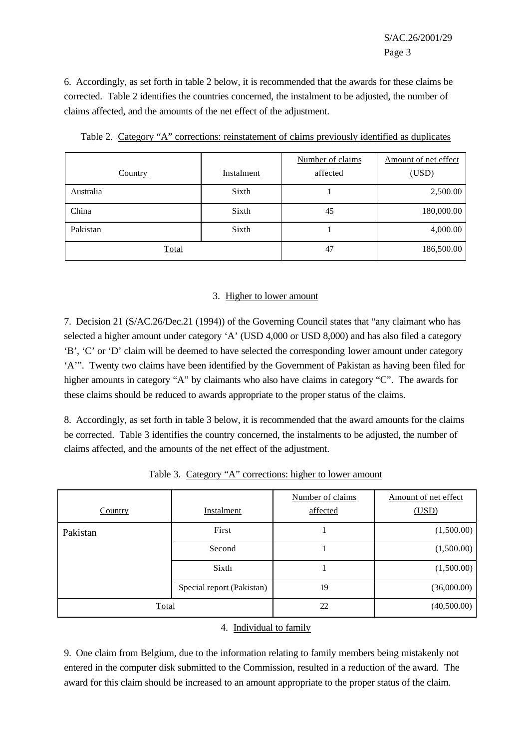6. Accordingly, as set forth in table 2 below, it is recommended that the awards for these claims be corrected. Table 2 identifies the countries concerned, the instalment to be adjusted, the number of claims affected, and the amounts of the net effect of the adjustment.

Table 2. Category "A" corrections: reinstatement of claims previously identified as duplicates

| Country | Instalment | Number of claims affected | Amount of net effect (USD) |
|---|---|---|---|
| Australia | Sixth | 1 | 2,500.00 |
| China | Sixth | 45 | 180,000.00 |
| Pakistan | Sixth | 1 | 4,000.00 |
| Total | | 47 | 186,500.00 |

### 3. Higher to lower amount

7. Decision 21 (S/AC.26/Dec.21 (1994)) of the Governing Council states that "any claimant who has selected a higher amount under category 'A' (USD 4,000 or USD 8,000) and has also filed a category 'B', 'C' or 'D' claim will be deemed to have selected the corresponding lower amount under category 'A'". Twenty two claims have been identified by the Government of Pakistan as having been filed for higher amounts in category "A" by claimants who also have claims in category "C". The awards for these claims should be reduced to awards appropriate to the proper status of the claims.

8. Accordingly, as set forth in table 3 below, it is recommended that the award amounts for the claims be corrected. Table 3 identifies the country concerned, the instalments to be adjusted, the number of claims affected, and the amounts of the net effect of the adjustment.

Table 3. Category "A" corrections: higher to lower amount

| Country | Instalment | Number of claims affected | Amount of net effect (USD) |
|---|---|---|---|
| Pakistan | First | 1 | (1,500.00) |
| | Second | 1 | (1,500.00) |
| | Sixth | 1 | (1,500.00) |
| | Special report (Pakistan) | 19 | (36,000.00) |
| Total | | 22 | (40,500.00) |

### 4. Individual to family

9. One claim from Belgium, due to the information relating to family members being mistakenly not entered in the computer disk submitted to the Commission, resulted in a reduction of the award. The award for this claim should be increased to an amount appropriate to the proper status of the claim.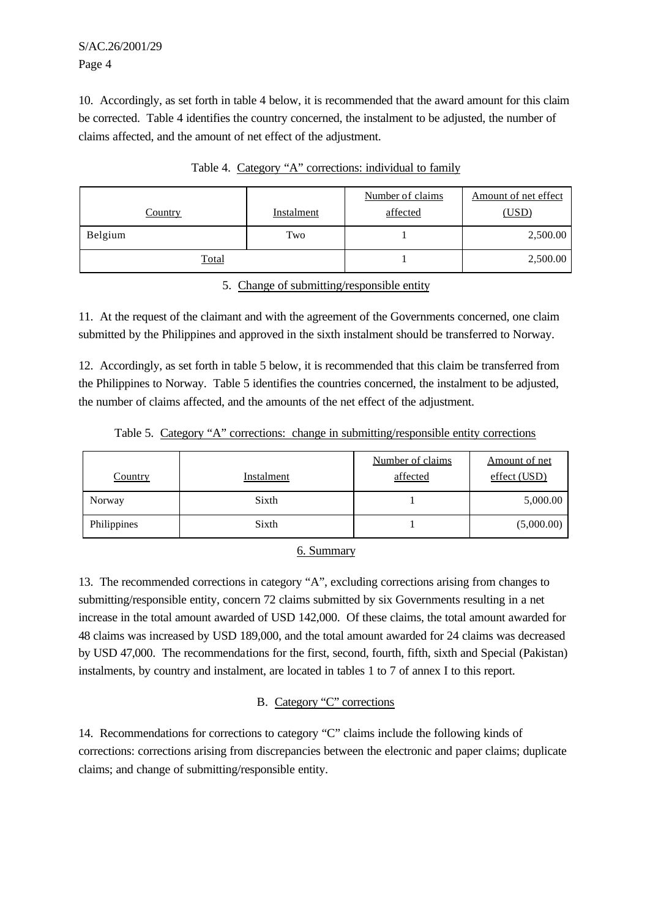10. Accordingly, as set forth in table 4 below, it is recommended that the award amount for this claim be corrected. Table 4 identifies the country concerned, the instalment to be adjusted, the number of claims affected, and the amount of net effect of the adjustment.

Table 4. Category "A" corrections: individual to family

| Country | Instalment | Number of claims affected | Amount of net effect (USD) |
|---|---|---|---|
| Belgium | Two | 1 | 2,500.00 |
| Total | | 1 | 2,500.00 |

### 5. Change of submitting/responsible entity

11. At the request of the claimant and with the agreement of the Governments concerned, one claim submitted by the Philippines and approved in the sixth instalment should be transferred to Norway.

12. Accordingly, as set forth in table 5 below, it is recommended that this claim be transferred from the Philippines to Norway. Table 5 identifies the countries concerned, the instalment to be adjusted, the number of claims affected, and the amounts of the net effect of the adjustment.

Table 5. Category "A" corrections: change in submitting/responsible entity corrections

| Country | Instalment | Number of claims affected | Amount of net effect (USD) |
|---|---|---|---|
| Norway | Sixth | 1 | 5,000.00 |
| Philippines | Sixth | 1 | (5,000.00) |

### 6. Summary

13. The recommended corrections in category "A", excluding corrections arising from changes to submitting/responsible entity, concern 72 claims submitted by six Governments resulting in a net increase in the total amount awarded of USD 142,000. Of these claims, the total amount awarded for 48 claims was increased by USD 189,000, and the total amount awarded for 24 claims was decreased by USD 47,000. The recommendations for the first, second, fourth, fifth, sixth and Special (Pakistan) instalments, by country and instalment, are located in tables 1 to 7 of annex I to this report.

## B. Category "C" corrections

14. Recommendations for corrections to category "C" claims include the following kinds of corrections: corrections arising from discrepancies between the electronic and paper claims; duplicate claims; and change of submitting/responsible entity.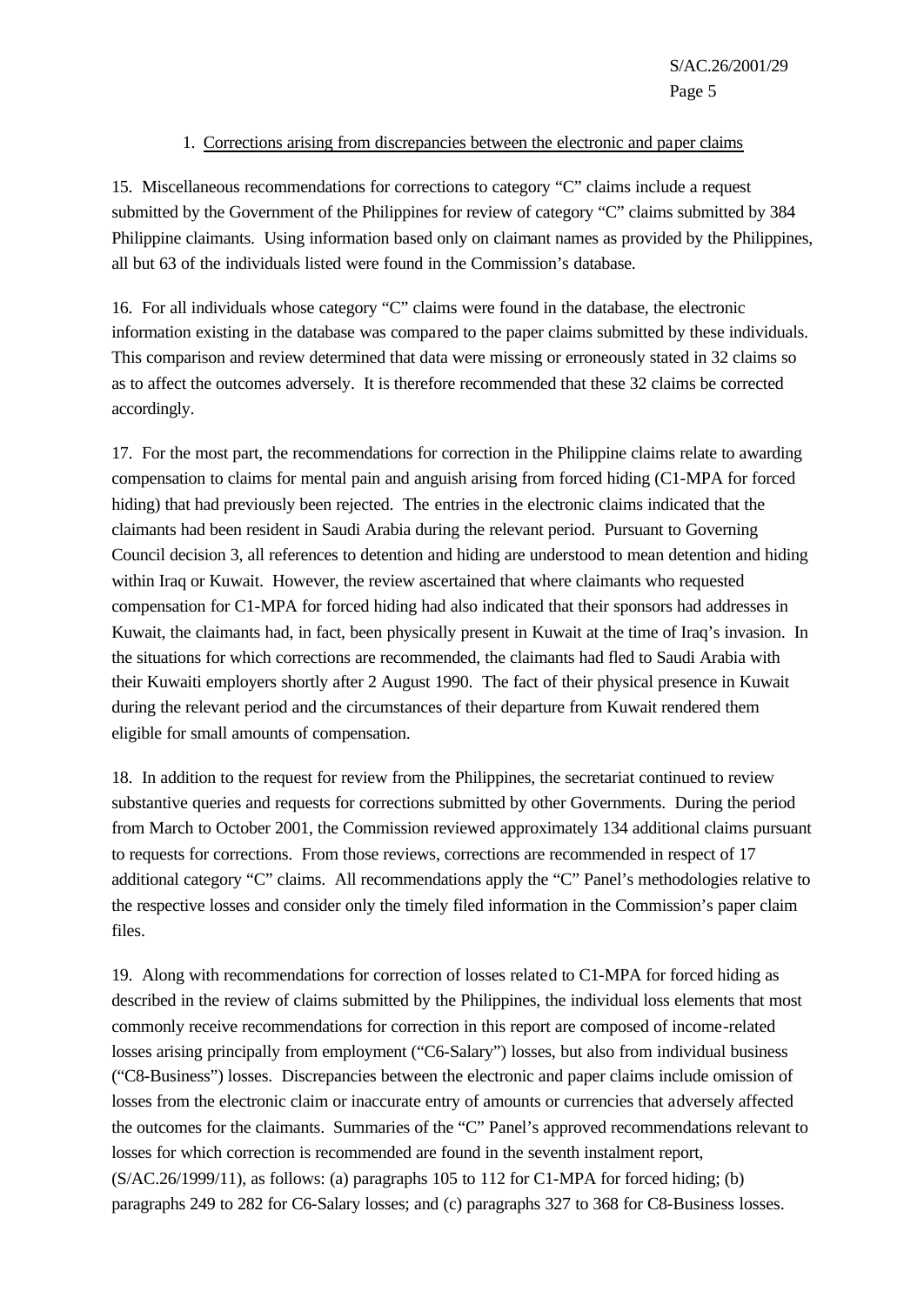1. Corrections arising from discrepancies between the electronic and paper claims

15. Miscellaneous recommendations for corrections to category "C" claims include a request submitted by the Government of the Philippines for review of category "C" claims submitted by 384 Philippine claimants. Using information based only on claimant names as provided by the Philippines, all but 63 of the individuals listed were found in the Commission's database.

16. For all individuals whose category "C" claims were found in the database, the electronic information existing in the database was compared to the paper claims submitted by these individuals. This comparison and review determined that data were missing or erroneously stated in 32 claims so as to affect the outcomes adversely. It is therefore recommended that these 32 claims be corrected accordingly.

17. For the most part, the recommendations for correction in the Philippine claims relate to awarding compensation to claims for mental pain and anguish arising from forced hiding (C1-MPA for forced hiding) that had previously been rejected. The entries in the electronic claims indicated that the claimants had been resident in Saudi Arabia during the relevant period. Pursuant to Governing Council decision 3, all references to detention and hiding are understood to mean detention and hiding within Iraq or Kuwait. However, the review ascertained that where claimants who requested compensation for C1-MPA for forced hiding had also indicated that their sponsors had addresses in Kuwait, the claimants had, in fact, been physically present in Kuwait at the time of Iraq's invasion. In the situations for which corrections are recommended, the claimants had fled to Saudi Arabia with their Kuwaiti employers shortly after 2 August 1990. The fact of their physical presence in Kuwait during the relevant period and the circumstances of their departure from Kuwait rendered them eligible for small amounts of compensation.

18. In addition to the request for review from the Philippines, the secretariat continued to review substantive queries and requests for corrections submitted by other Governments. During the period from March to October 2001, the Commission reviewed approximately 134 additional claims pursuant to requests for corrections. From those reviews, corrections are recommended in respect of 17 additional category "C" claims. All recommendations apply the "C" Panel's methodologies relative to the respective losses and consider only the timely filed information in the Commission's paper claim files.

19. Along with recommendations for correction of losses related to C1-MPA for forced hiding as described in the review of claims submitted by the Philippines, the individual loss elements that most commonly receive recommendations for correction in this report are composed of income-related losses arising principally from employment ("C6-Salary") losses, but also from individual business ("C8-Business") losses. Discrepancies between the electronic and paper claims include omission of losses from the electronic claim or inaccurate entry of amounts or currencies that adversely affected the outcomes for the claimants. Summaries of the "C" Panel's approved recommendations relevant to losses for which correction is recommended are found in the seventh instalment report, (S/AC.26/1999/11), as follows: (a) paragraphs 105 to 112 for C1-MPA for forced hiding; (b) paragraphs 249 to 282 for C6-Salary losses; and (c) paragraphs 327 to 368 for C8-Business losses.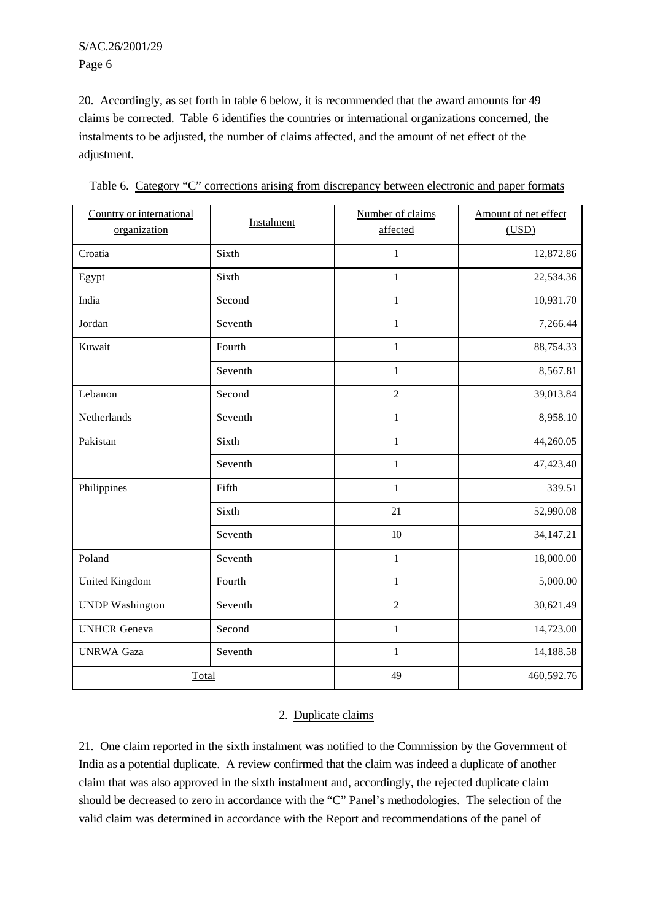20. Accordingly, as set forth in table 6 below, it is recommended that the award amounts for 49 claims be corrected. Table 6 identifies the countries or international organizations concerned, the instalments to be adjusted, the number of claims affected, and the amount of net effect of the adjustment.

Table 6. Category "C" corrections arising from discrepancy between electronic and paper formats

| Country or international organization | Instalment | Number of claims affected | Amount of net effect (USD) |
|---|---|---|---|
| Croatia | Sixth | 1 | 12,872.86 |
| Egypt | Sixth | 1 | 22,534.36 |
| India | Second | 1 | 10,931.70 |
| Jordan | Seventh | 1 | 7,266.44 |
| Kuwait | Fourth | 1 | 88,754.33 |
| | Seventh | 1 | 8,567.81 |
| Lebanon | Second | 2 | 39,013.84 |
| Netherlands | Seventh | 1 | 8,958.10 |
| Pakistan | Sixth | 1 | 44,260.05 |
| | Seventh | 1 | 47,423.40 |
| Philippines | Fifth | 1 | 339.51 |
| | Sixth | 21 | 52,990.08 |
| | Seventh | 10 | 34,147.21 |
| Poland | Seventh | 1 | 18,000.00 |
| United Kingdom | Fourth | 1 | 5,000.00 |
| UNDP Washington | Seventh | 2 | 30,621.49 |
| UNHCR Geneva | Second | 1 | 14,723.00 |
| UNRWA Gaza | Seventh | 1 | 14,188.58 |
| Total | | 49 | 460,592.76 |

### 2. Duplicate claims

21. One claim reported in the sixth instalment was notified to the Commission by the Government of India as a potential duplicate. A review confirmed that the claim was indeed a duplicate of another claim that was also approved in the sixth instalment and, accordingly, the rejected duplicate claim should be decreased to zero in accordance with the "C" Panel's methodologies. The selection of the valid claim was determined in accordance with the Report and recommendations of the panel of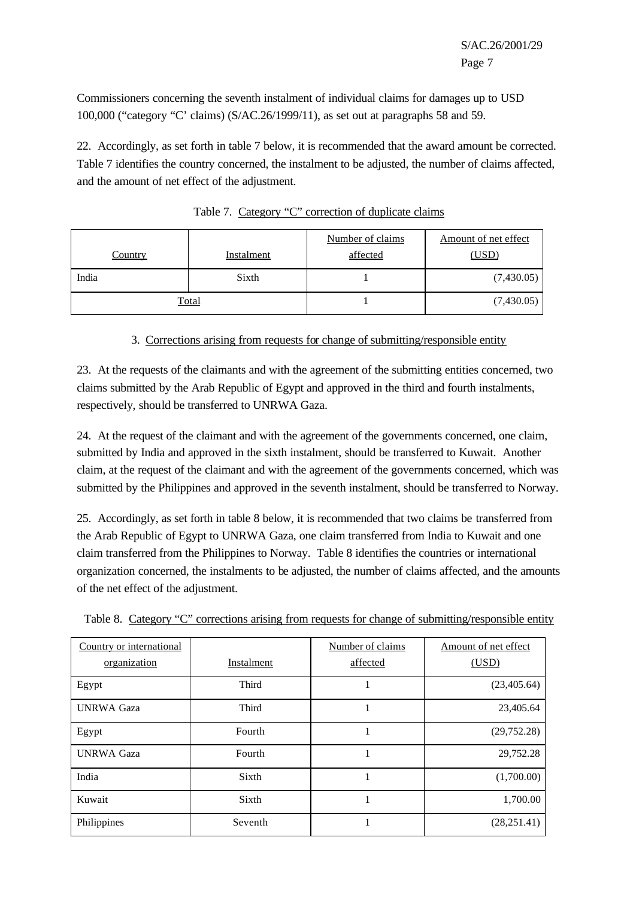Commissioners concerning the seventh instalment of individual claims for damages up to USD 100,000 ("category "C' claims) (S/AC.26/1999/11), as set out at paragraphs 58 and 59.

22. Accordingly, as set forth in table 7 below, it is recommended that the award amount be corrected. Table 7 identifies the country concerned, the instalment to be adjusted, the number of claims affected, and the amount of net effect of the adjustment.

Table 7. Category "C" correction of duplicate claims

| Country | Instalment | Number of claims affected | Amount of net effect (USD) |
|---|---|---|---|
| India | Sixth | 1 | (7,430.05) |
| Total | | 1 | (7,430.05) |

3. Corrections arising from requests for change of submitting/responsible entity

23. At the requests of the claimants and with the agreement of the submitting entities concerned, two claims submitted by the Arab Republic of Egypt and approved in the third and fourth instalments, respectively, should be transferred to UNRWA Gaza.

24. At the request of the claimant and with the agreement of the governments concerned, one claim, submitted by India and approved in the sixth instalment, should be transferred to Kuwait. Another claim, at the request of the claimant and with the agreement of the governments concerned, which was submitted by the Philippines and approved in the seventh instalment, should be transferred to Norway.

25. Accordingly, as set forth in table 8 below, it is recommended that two claims be transferred from the Arab Republic of Egypt to UNRWA Gaza, one claim transferred from India to Kuwait and one claim transferred from the Philippines to Norway. Table 8 identifies the countries or international organization concerned, the instalments to be adjusted, the number of claims affected, and the amounts of the net effect of the adjustment.

Table 8. Category "C" corrections arising from requests for change of submitting/responsible entity

| Country or international organization | Instalment | Number of claims affected | Amount of net effect (USD) |
|---|---|---|---|
| Egypt | Third | 1 | (23,405.64) |
| UNRWA Gaza | Third | 1 | 23,405.64 |
| Egypt | Fourth | 1 | (29,752.28) |
| UNRWA Gaza | Fourth | 1 | 29,752.28 |
| India | Sixth | 1 | (1,700.00) |
| Kuwait | Sixth | 1 | 1,700.00 |
| Philippines | Seventh | 1 | (28,251.41) |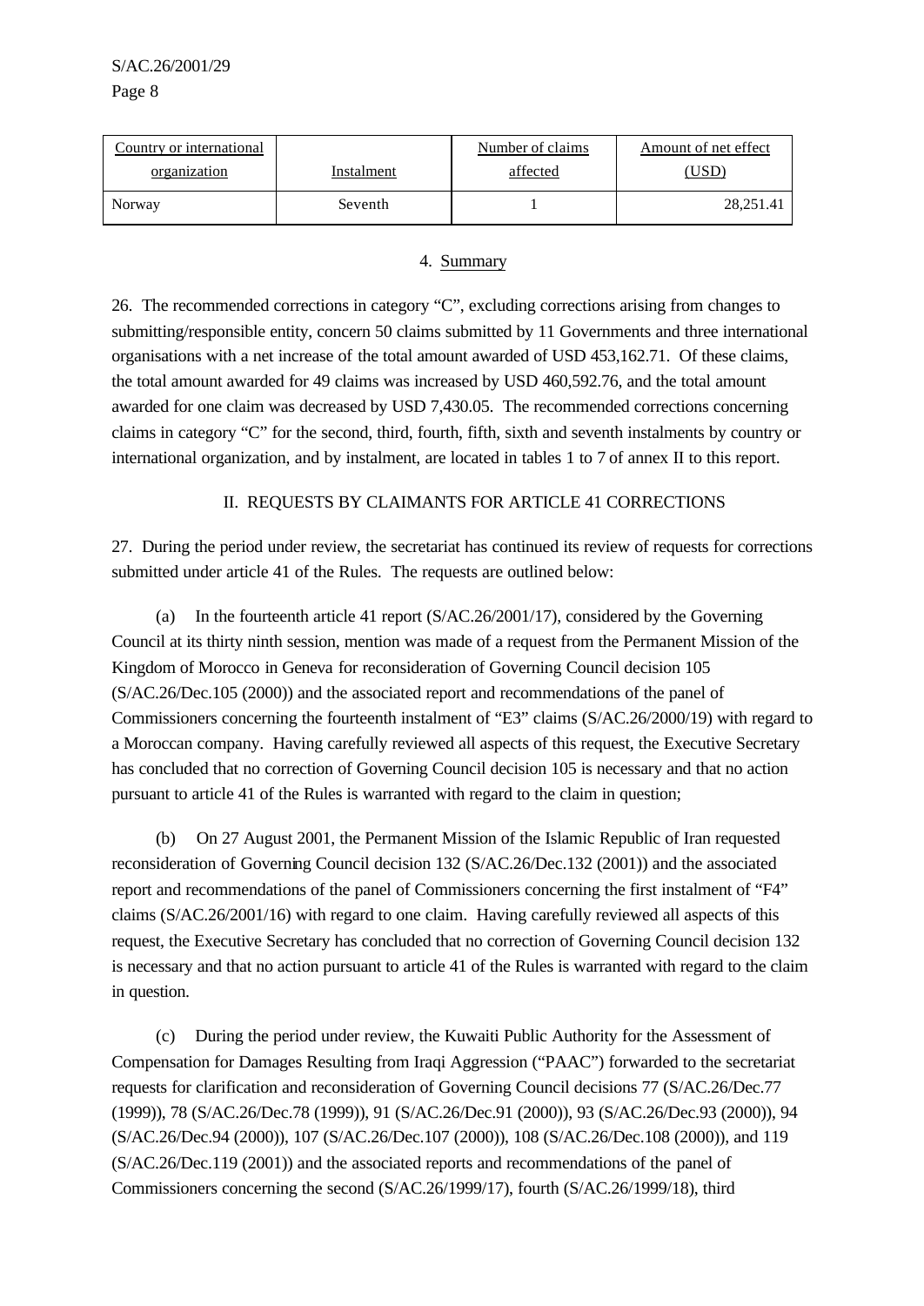| Country or international organization | Instalment | Number of claims affected | Amount of net effect (USD) |
| --- | --- | --- | --- |
| Norway | Seventh | 1 | 28,251.41 |

4. Summary

26. The recommended corrections in category "C", excluding corrections arising from changes to submitting/responsible entity, concern 50 claims submitted by 11 Governments and three international organisations with a net increase of the total amount awarded of USD 453,162.71. Of these claims, the total amount awarded for 49 claims was increased by USD 460,592.76, and the total amount awarded for one claim was decreased by USD 7,430.05. The recommended corrections concerning claims in category "C" for the second, third, fourth, fifth, sixth and seventh instalments by country or international organization, and by instalment, are located in tables 1 to 7 of annex II to this report.

## II. REQUESTS BY CLAIMANTS FOR ARTICLE 41 CORRECTIONS

27. During the period under review, the secretariat has continued its review of requests for corrections submitted under article 41 of the Rules. The requests are outlined below:

(a) In the fourteenth article 41 report (S/AC.26/2001/17), considered by the Governing Council at its thirty ninth session, mention was made of a request from the Permanent Mission of the Kingdom of Morocco in Geneva for reconsideration of Governing Council decision 105 (S/AC.26/Dec.105 (2000)) and the associated report and recommendations of the panel of Commissioners concerning the fourteenth instalment of "E3" claims (S/AC.26/2000/19) with regard to a Moroccan company. Having carefully reviewed all aspects of this request, the Executive Secretary has concluded that no correction of Governing Council decision 105 is necessary and that no action pursuant to article 41 of the Rules is warranted with regard to the claim in question;

(b) On 27 August 2001, the Permanent Mission of the Islamic Republic of Iran requested reconsideration of Governing Council decision 132 (S/AC.26/Dec.132 (2001)) and the associated report and recommendations of the panel of Commissioners concerning the first instalment of "F4" claims (S/AC.26/2001/16) with regard to one claim. Having carefully reviewed all aspects of this request, the Executive Secretary has concluded that no correction of Governing Council decision 132 is necessary and that no action pursuant to article 41 of the Rules is warranted with regard to the claim in question.

(c) During the period under review, the Kuwaiti Public Authority for the Assessment of Compensation for Damages Resulting from Iraqi Aggression ("PAAC") forwarded to the secretariat requests for clarification and reconsideration of Governing Council decisions 77 (S/AC.26/Dec.77 (1999)), 78 (S/AC.26/Dec.78 (1999)), 91 (S/AC.26/Dec.91 (2000)), 93 (S/AC.26/Dec.93 (2000)), 94 (S/AC.26/Dec.94 (2000)), 107 (S/AC.26/Dec.107 (2000)), 108 (S/AC.26/Dec.108 (2000)), and 119 (S/AC.26/Dec.119 (2001)) and the associated reports and recommendations of the panel of Commissioners concerning the second (S/AC.26/1999/17), fourth (S/AC.26/1999/18), third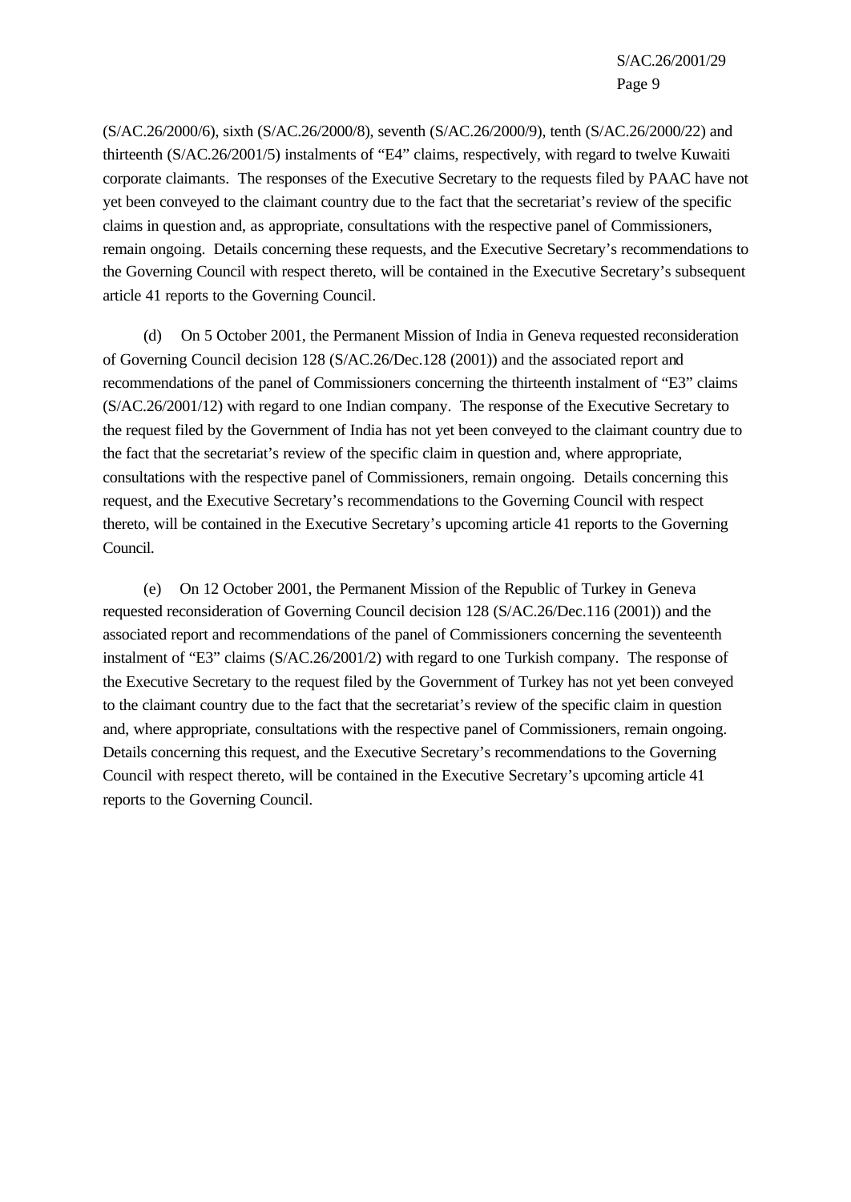(S/AC.26/2000/6), sixth (S/AC.26/2000/8), seventh (S/AC.26/2000/9), tenth (S/AC.26/2000/22) and thirteenth (S/AC.26/2001/5) instalments of "E4" claims, respectively, with regard to twelve Kuwaiti corporate claimants. The responses of the Executive Secretary to the requests filed by PAAC have not yet been conveyed to the claimant country due to the fact that the secretariat's review of the specific claims in question and, as appropriate, consultations with the respective panel of Commissioners, remain ongoing. Details concerning these requests, and the Executive Secretary's recommendations to the Governing Council with respect thereto, will be contained in the Executive Secretary's subsequent article 41 reports to the Governing Council.

(d) On 5 October 2001, the Permanent Mission of India in Geneva requested reconsideration of Governing Council decision 128 (S/AC.26/Dec.128 (2001)) and the associated report and recommendations of the panel of Commissioners concerning the thirteenth instalment of "E3" claims (S/AC.26/2001/12) with regard to one Indian company. The response of the Executive Secretary to the request filed by the Government of India has not yet been conveyed to the claimant country due to the fact that the secretariat's review of the specific claim in question and, where appropriate, consultations with the respective panel of Commissioners, remain ongoing. Details concerning this request, and the Executive Secretary's recommendations to the Governing Council with respect thereto, will be contained in the Executive Secretary's upcoming article 41 reports to the Governing Council.

(e) On 12 October 2001, the Permanent Mission of the Republic of Turkey in Geneva requested reconsideration of Governing Council decision 128 (S/AC.26/Dec.116 (2001)) and the associated report and recommendations of the panel of Commissioners concerning the seventeenth instalment of "E3" claims (S/AC.26/2001/2) with regard to one Turkish company. The response of the Executive Secretary to the request filed by the Government of Turkey has not yet been conveyed to the claimant country due to the fact that the secretariat's review of the specific claim in question and, where appropriate, consultations with the respective panel of Commissioners, remain ongoing. Details concerning this request, and the Executive Secretary's recommendations to the Governing Council with respect thereto, will be contained in the Executive Secretary's upcoming article 41 reports to the Governing Council.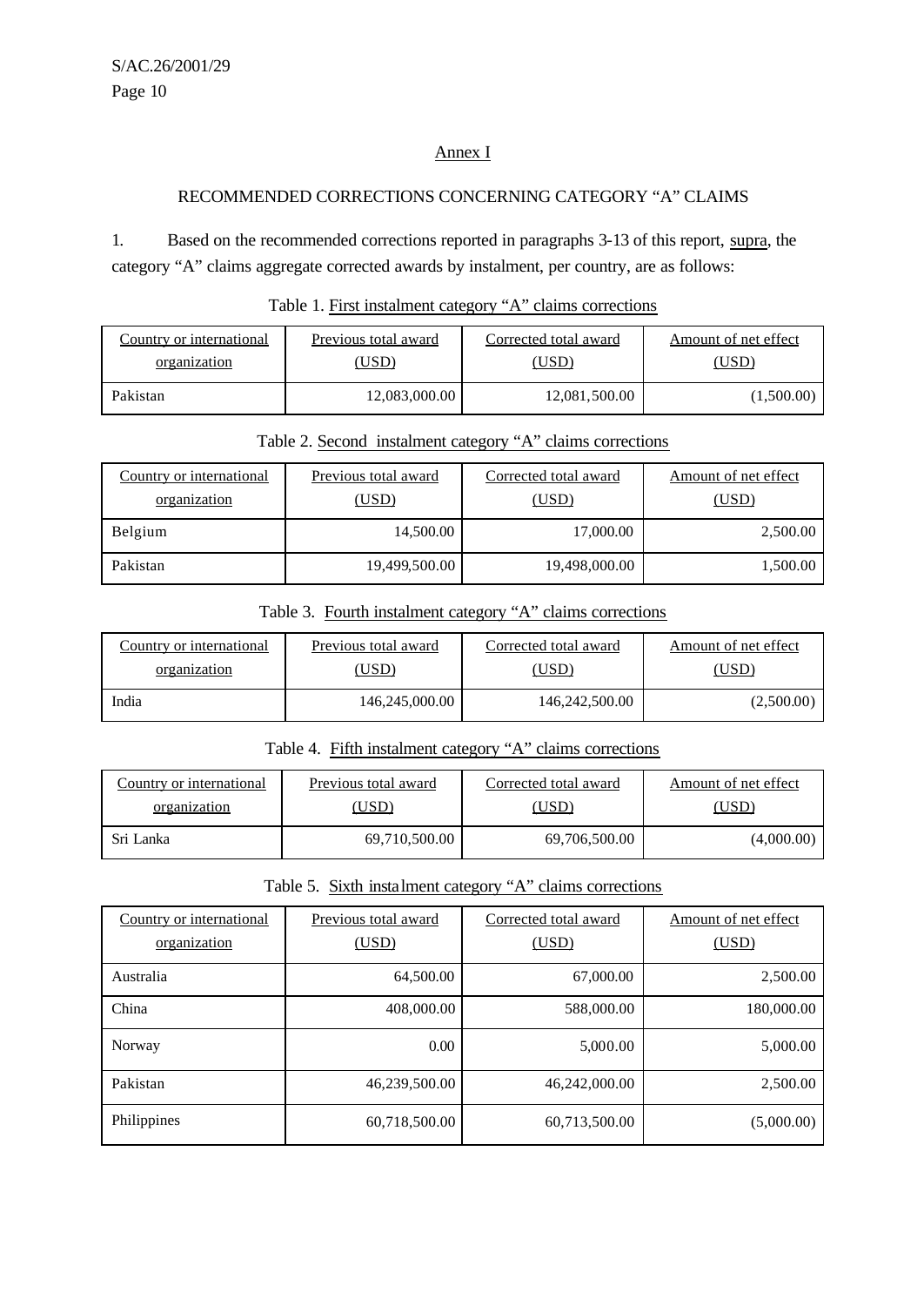## Annex I

### RECOMMENDED CORRECTIONS CONCERNING CATEGORY "A" CLAIMS

1. Based on the recommended corrections reported in paragraphs 3-13 of this report, supra, the category "A" claims aggregate corrected awards by instalment, per country, are as follows:

Table 1. First instalment category "A" claims corrections

| Country or international organization | Previous total award (USD) | Corrected total award (USD) | Amount of net effect (USD) |
|---|---|---|---|
| Pakistan | 12,083,000.00 | 12,081,500.00 | (1,500.00) |

Table 2. Second instalment category "A" claims corrections

| Country or international organization | Previous total award (USD) | Corrected total award (USD) | Amount of net effect (USD) |
|---|---|---|---|
| Belgium | 14,500.00 | 17,000.00 | 2,500.00 |
| Pakistan | 19,499,500.00 | 19,498,000.00 | 1,500.00 |

Table 3. Fourth instalment category "A" claims corrections

| Country or international organization | Previous total award (USD) | Corrected total award (USD) | Amount of net effect (USD) |
|---|---|---|---|
| India | 146,245,000.00 | 146,242,500.00 | (2,500.00) |

Table 4. Fifth instalment category "A" claims corrections

| Country or international organization | Previous total award (USD) | Corrected total award (USD) | Amount of net effect (USD) |
|---|---|---|---|
| Sri Lanka | 69,710,500.00 | 69,706,500.00 | (4,000.00) |

Table 5. Sixth instalment category "A" claims corrections

| Country or international organization | Previous total award (USD) | Corrected total award (USD) | Amount of net effect (USD) |
|---|---|---|---|
| Australia | 64,500.00 | 67,000.00 | 2,500.00 |
| China | 408,000.00 | 588,000.00 | 180,000.00 |
| Norway | 0.00 | 5,000.00 | 5,000.00 |
| Pakistan | 46,239,500.00 | 46,242,000.00 | 2,500.00 |
| Philippines | 60,718,500.00 | 60,713,500.00 | (5,000.00) |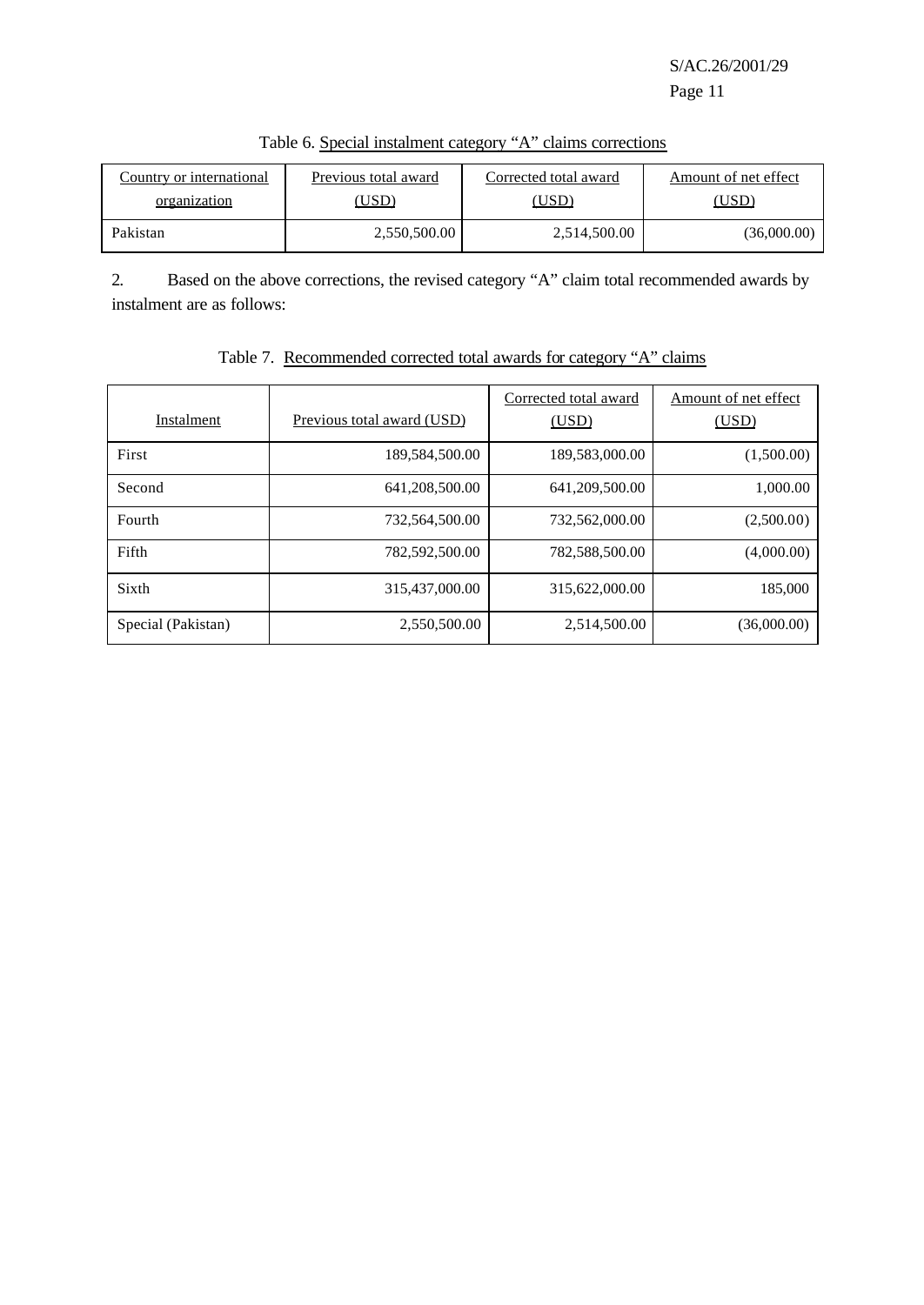Table 6. Special instalment category "A" claims corrections

| Country or international organization | Previous total award (USD) | Corrected total award (USD) | Amount of net effect (USD) |
|---|---|---|---|
| Pakistan | 2,550,500.00 | 2,514,500.00 | (36,000.00) |

2. Based on the above corrections, the revised category "A" claim total recommended awards by instalment are as follows:

Table 7. Recommended corrected total awards for category "A" claims

| Instalment | Previous total award (USD) | Corrected total award (USD) | Amount of net effect (USD) |
|---|---|---|---|
| First | 189,584,500.00 | 189,583,000.00 | (1,500.00) |
| Second | 641,208,500.00 | 641,209,500.00 | 1,000.00 |
| Fourth | 732,564,500.00 | 732,562,000.00 | (2,500.00) |
| Fifth | 782,592,500.00 | 782,588,500.00 | (4,000.00) |
| Sixth | 315,437,000.00 | 315,622,000.00 | 185,000 |
| Special (Pakistan) | 2,550,500.00 | 2,514,500.00 | (36,000.00) |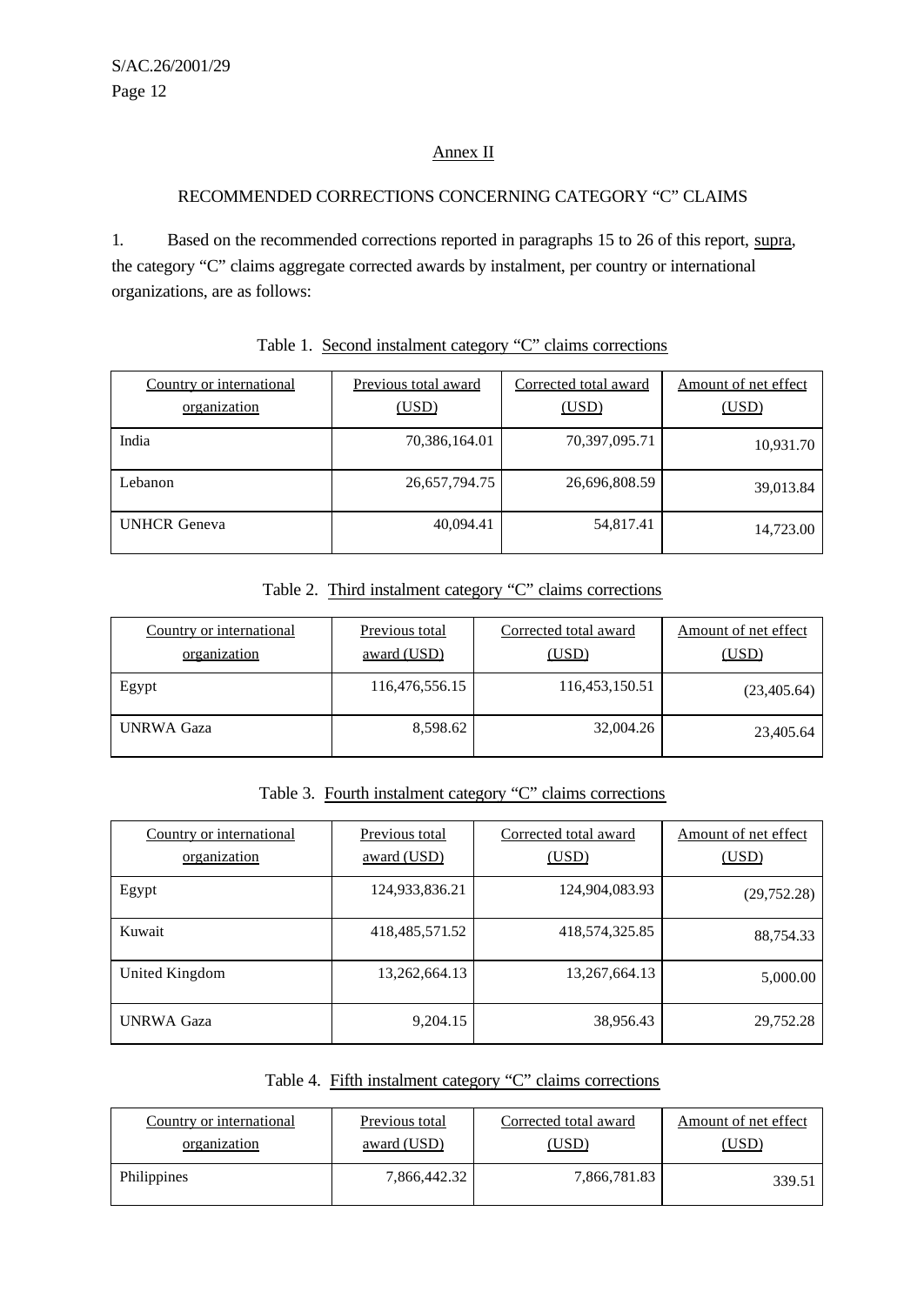## Annex II

### RECOMMENDED CORRECTIONS CONCERNING CATEGORY "C" CLAIMS

1. Based on the recommended corrections reported in paragraphs 15 to 26 of this report, supra, the category "C" claims aggregate corrected awards by instalment, per country or international organizations, are as follows:

Table 1. Second instalment category "C" claims corrections

| Country or international organization | Previous total award (USD) | Corrected total award (USD) | Amount of net effect (USD) |
|---|---|---|---|
| India | 70,386,164.01 | 70,397,095.71 | 10,931.70 |
| Lebanon | 26,657,794.75 | 26,696,808.59 | 39,013.84 |
| UNHCR Geneva | 40,094.41 | 54,817.41 | 14,723.00 |

Table 2. Third instalment category "C" claims corrections

| Country or international organization | Previous total award (USD) | Corrected total award (USD) | Amount of net effect (USD) |
|---|---|---|---|
| Egypt | 116,476,556.15 | 116,453,150.51 | (23,405.64) |
| UNRWA Gaza | 8,598.62 | 32,004.26 | 23,405.64 |

Table 3. Fourth instalment category "C" claims corrections

| Country or international organization | Previous total award (USD) | Corrected total award (USD) | Amount of net effect (USD) |
|---|---|---|---|
| Egypt | 124,933,836.21 | 124,904,083.93 | (29,752.28) |
| Kuwait | 418,485,571.52 | 418,574,325.85 | 88,754.33 |
| United Kingdom | 13,262,664.13 | 13,267,664.13 | 5,000.00 |
| UNRWA Gaza | 9,204.15 | 38,956.43 | 29,752.28 |

Table 4. Fifth instalment category "C" claims corrections

| Country or international organization | Previous total award (USD) | Corrected total award (USD) | Amount of net effect (USD) |
|---|---|---|---|
| Philippines | 7,866,442.32 | 7,866,781.83 | 339.51 |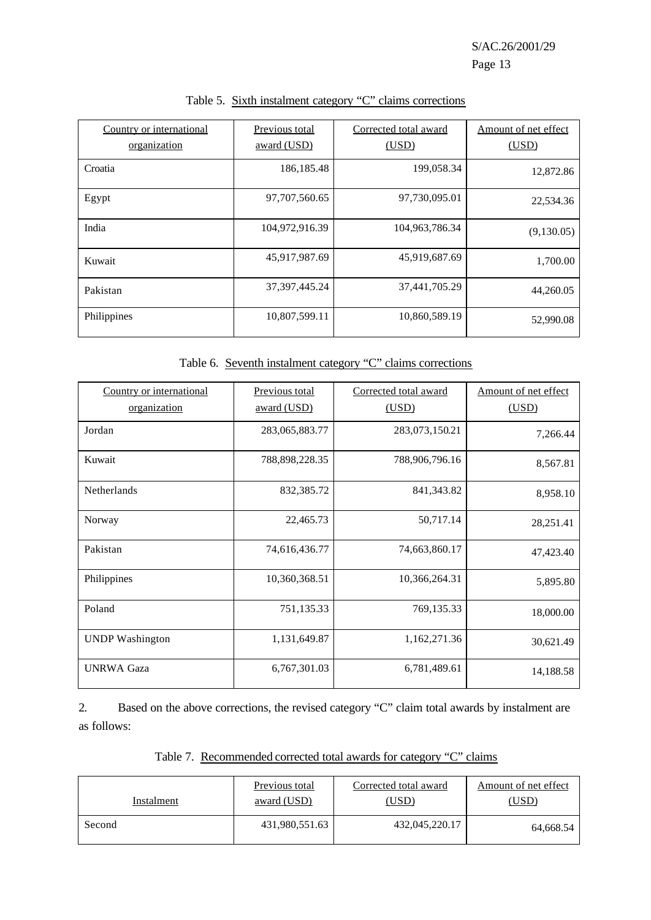Table 5. Sixth instalment category "C" claims corrections

| Country or international organization | Previous total award (USD) | Corrected total award (USD) | Amount of net effect (USD) |
|---|---|---|---|
| Croatia | 186,185.48 | 199,058.34 | 12,872.86 |
| Egypt | 97,707,560.65 | 97,730,095.01 | 22,534.36 |
| India | 104,972,916.39 | 104,963,786.34 | (9,130.05) |
| Kuwait | 45,917,987.69 | 45,919,687.69 | 1,700.00 |
| Pakistan | 37,397,445.24 | 37,441,705.29 | 44,260.05 |
| Philippines | 10,807,599.11 | 10,860,589.19 | 52,990.08 |

Table 6. Seventh instalment category "C" claims corrections

| Country or international organization | Previous total award (USD) | Corrected total award (USD) | Amount of net effect (USD) |
|---|---|---|---|
| Jordan | 283,065,883.77 | 283,073,150.21 | 7,266.44 |
| Kuwait | 788,898,228.35 | 788,906,796.16 | 8,567.81 |
| Netherlands | 832,385.72 | 841,343.82 | 8,958.10 |
| Norway | 22,465.73 | 50,717.14 | 28,251.41 |
| Pakistan | 74,616,436.77 | 74,663,860.17 | 47,423.40 |
| Philippines | 10,360,368.51 | 10,366,264.31 | 5,895.80 |
| Poland | 751,135.33 | 769,135.33 | 18,000.00 |
| UNDP Washington | 1,131,649.87 | 1,162,271.36 | 30,621.49 |
| UNRWA Gaza | 6,767,301.03 | 6,781,489.61 | 14,188.58 |

2. Based on the above corrections, the revised category "C" claim total awards by instalment are as follows:

Table 7. Recommended corrected total awards for category "C" claims

| Instalment | Previous total award (USD) | Corrected total award (USD) | Amount of net effect (USD) |
|---|---|---|---|
| Second | 431,980,551.63 | 432,045,220.17 | 64,668.54 |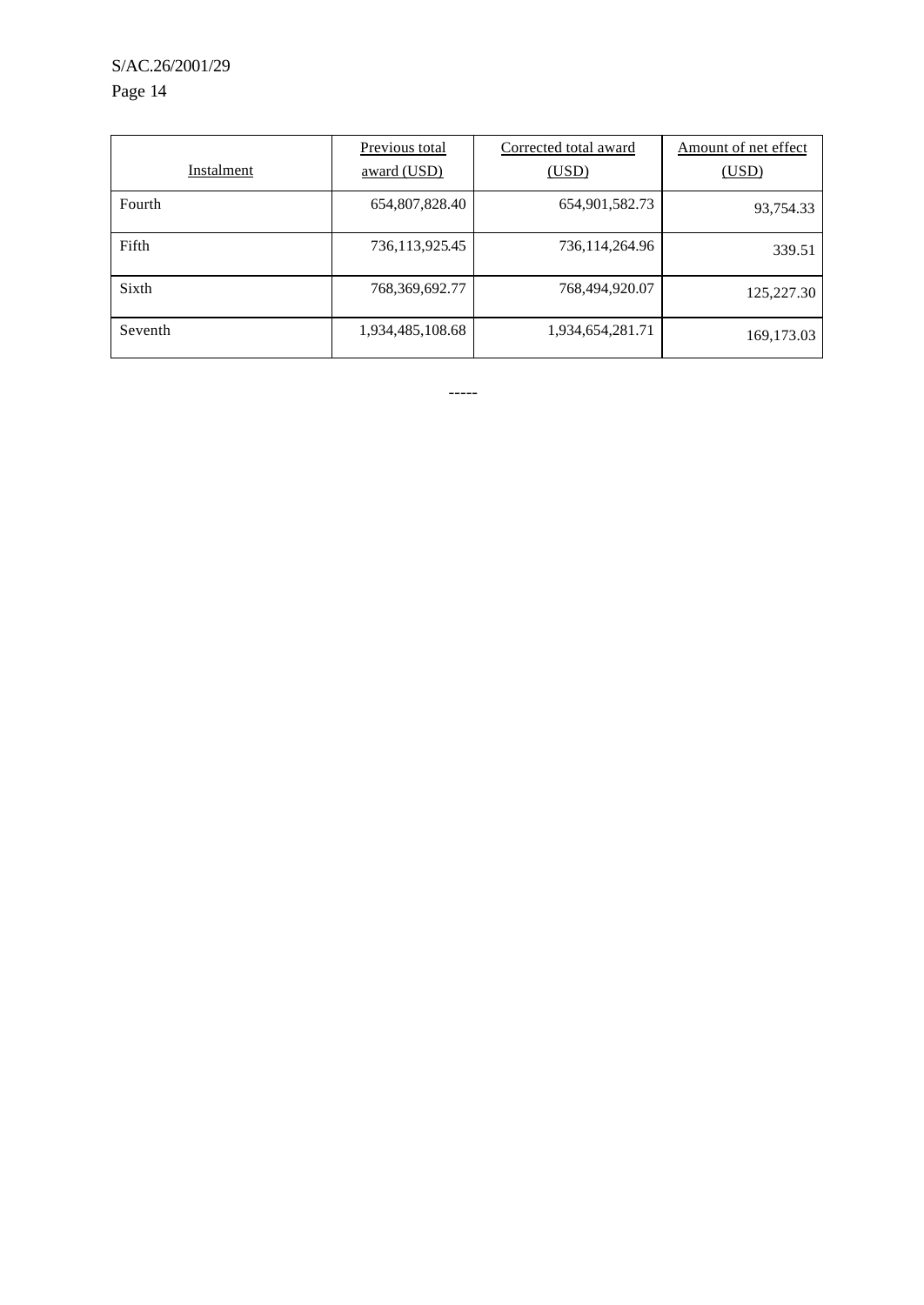| Instalment | Previous total award (USD) | Corrected total award (USD) | Amount of net effect (USD) |
|---|---|---|---|
| Fourth | 654,807,828.40 | 654,901,582.73 | 93,754.33 |
| Fifth | 736,113,925.45 | 736,114,264.96 | 339.51 |
| Sixth | 768,369,692.77 | 768,494,920.07 | 125,227.30 |
| Seventh | 1,934,485,108.68 | 1,934,654,281.71 | 169,173.03 |

-----